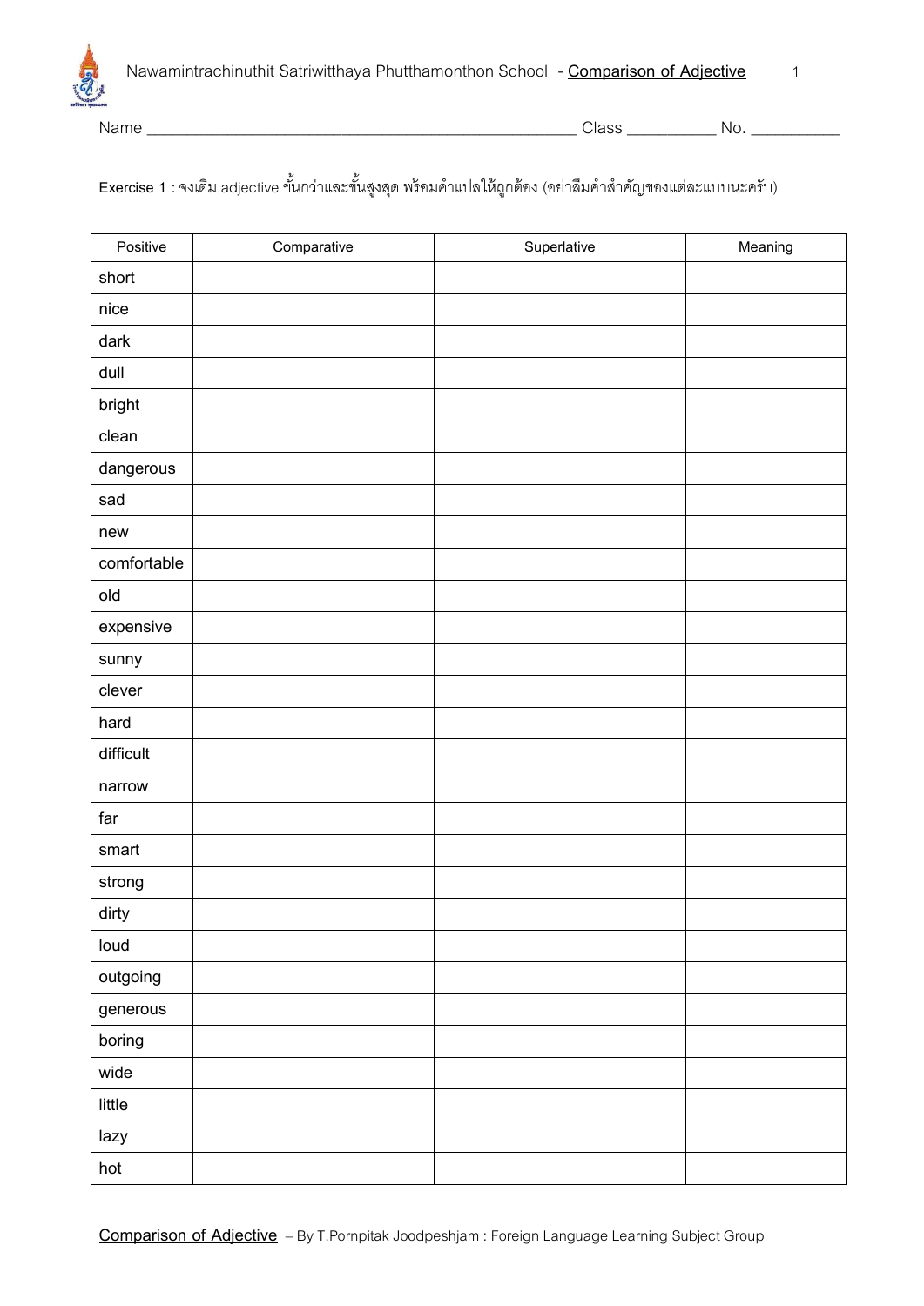Nawamintrachinuthit Satriwitthaya Phutthamonthon School - **Comparison of Adjective**

Name ____________________________________________ Class __________ No. __________

Exercise 1 : จงเติม adjective ขั้นกว่าและขั้นสูงสุด พร้อมคำแปลให้ถูกต้อง (อย่าลืมคำสำคัญของแต่ละแบบนะครับ)

| Positive | Comparative | Superlative | Meaning |
|---|---|---|---|
| short | | | |
| nice | | | |
| dark | | | |
| dull | | | |
| bright | | | |
| clean | | | |
| dangerous | | | |
| sad | | | |
| new | | | |
| comfortable | | | |
| old | | | |
| expensive | | | |
| sunny | | | |
| clever | | | |
| hard | | | |
| difficult | | | |
| narrow | | | |
| far | | | |
| smart | | | |
| strong | | | |
| dirty | | | |
| loud | | | |
| outgoing | | | |
| generous | | | |
| boring | | | |
| wide | | | |
| little | | | |
| lazy | | | |
| hot | | | |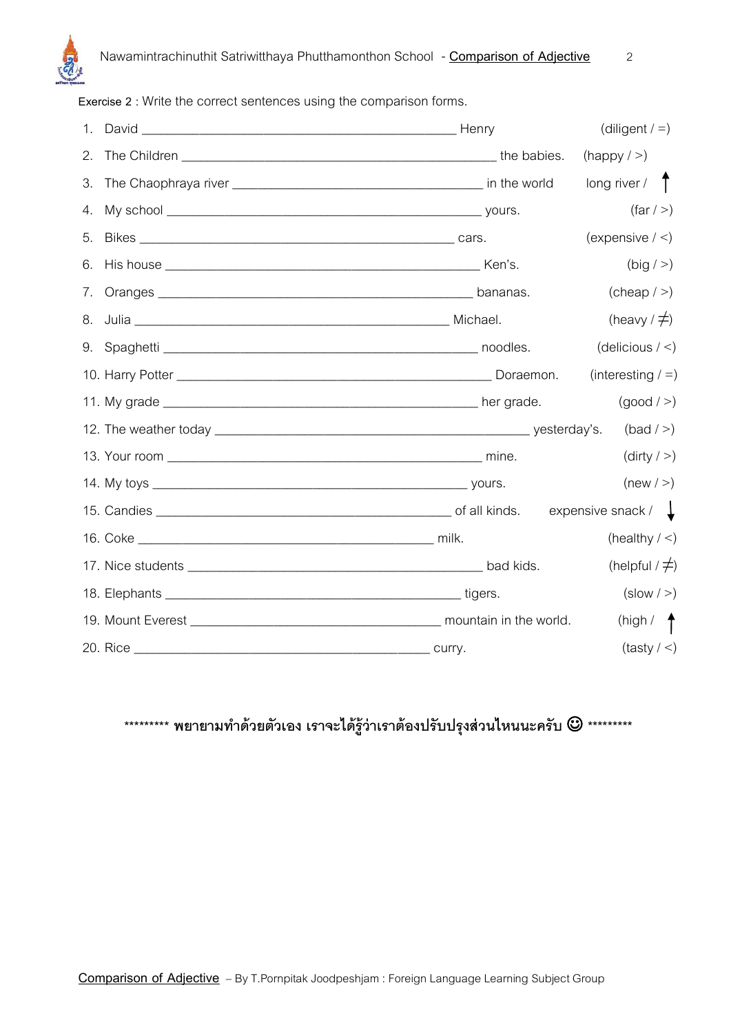**Exercise 2** : Write the correct sentences using the comparison forms.

1. David ____________________________________________ Henry (diligent / =)
2. The Children ____________________________________________ the babies. (happy / >)
3. The Chaophraya river ____________________________________ in the world long river / ↑
4. My school ____________________________________________ yours. (far / >)
5. Bikes ____________________________________________ cars. (expensive / <)
6. His house ____________________________________________ Ken's. (big / >)
7. Oranges ____________________________________________ bananas. (cheap / >)
8. Julia ____________________________________________ Michael. (heavy / ≠)
9. Spaghetti ____________________________________________ noodles. (delicious / <)
10. Harry Potter ____________________________________________ Doraemon. (interesting / =)
11. My grade ____________________________________________ her grade. (good / >)
12. The weather today ____________________________________________ yesterday's. (bad / >)
13. Your room ____________________________________________ mine. (dirty / >)
14. My toys ____________________________________________ yours. (new / >)
15. Candies ____________________________________________ of all kinds. expensive snack / ↓
16. Coke ____________________________________________ milk. (healthy / <)
17. Nice students ____________________________________________ bad kids. (helpful / ≠)
18. Elephants ____________________________________________ tigers. (slow / >)
19. Mount Everest ____________________________________ mountain in the world. (high / ↑
20. Rice ____________________________________________ curry. (tasty / <)

********* **พยายามทำด้วยตัวเอง เราจะได้รู้ว่าเราต้องปรับปรุงส่วนไหนนะครับ ☺** *********